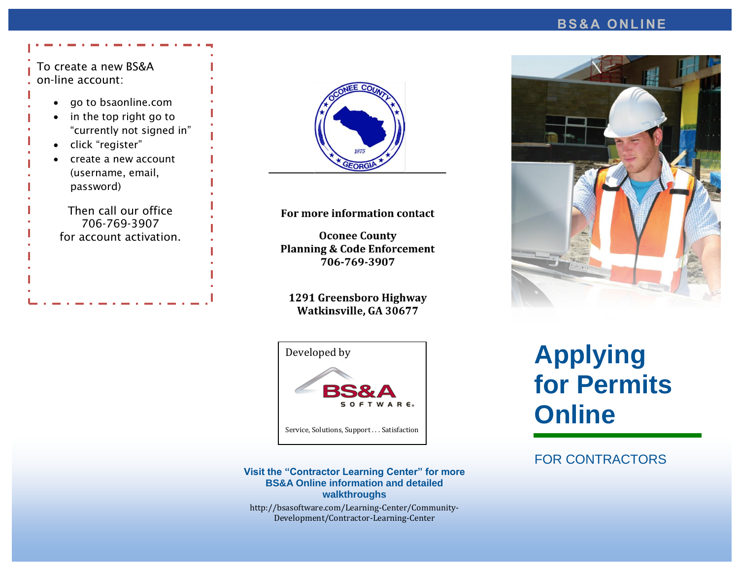To create a new BS&A on-line account:

- go to bsaonline.com
- in the top right go to "currently not signed in"
- click "register"
- create a new account (username, email, password)

Then call our office 706-769-3907 for account activation.

**For more information contact**

**Oconee County**
**Planning & Code Enforcement**
**706-769-3907**

**1291 Greensboro Highway**
**Watkinsville, GA 30677**

Developed by

BS&A SOFTWARE

Service, Solutions, Support . . . Satisfaction

**Visit the "Contractor Learning Center" for more BS&A Online information and detailed walkthroughs**

http://bsasoftware.com/Learning-Center/Community-Development/Contractor-Learning-Center

# Applying for Permits Online

FOR CONTRACTORS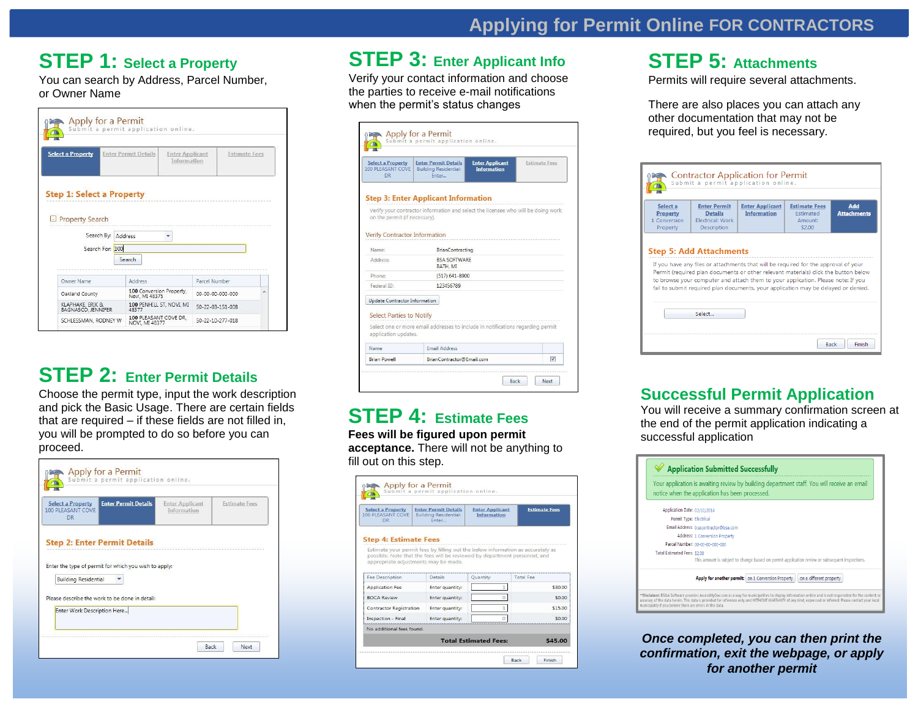# Applying for Permit Online FOR CONTRACTORS

## STEP 1: Select a Property

You can search by Address, Parcel Number, or Owner Name

## STEP 2: Enter Permit Details

Choose the permit type, input the work description and pick the Basic Usage. There are certain fields that are required – if these fields are not filled in, you will be prompted to do so before you can proceed.

## STEP 3: Enter Applicant Info

Verify your contact information and choose the parties to receive e-mail notifications when the permit's status changes

## STEP 4: Estimate Fees

**Fees will be figured upon permit acceptance.** There will not be anything to fill out on this step.

## STEP 5: Attachments

Permits will require several attachments.

There are also places you can attach any other documentation that may not be required, but you feel is necessary.

## Successful Permit Application

You will receive a summary confirmation screen at the end of the permit application indicating a successful application

***Once completed, you can then print the confirmation, exit the webpage, or apply for another permit***